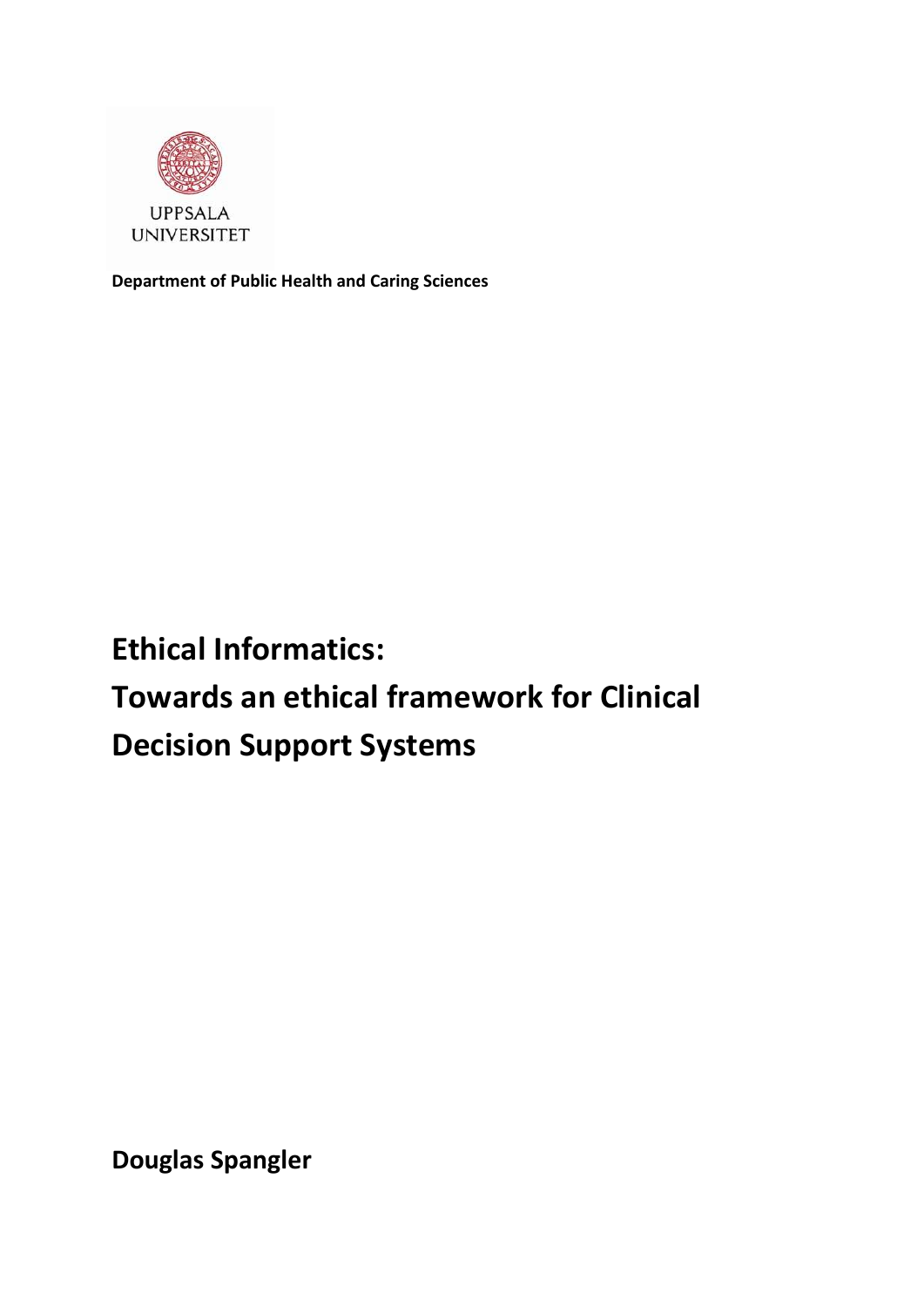UPPSALA UNIVERSITET

**Department of Public Health and Caring Sciences**

# Ethical Informatics: Towards an ethical framework for Clinical Decision Support Systems

**Douglas Spangler**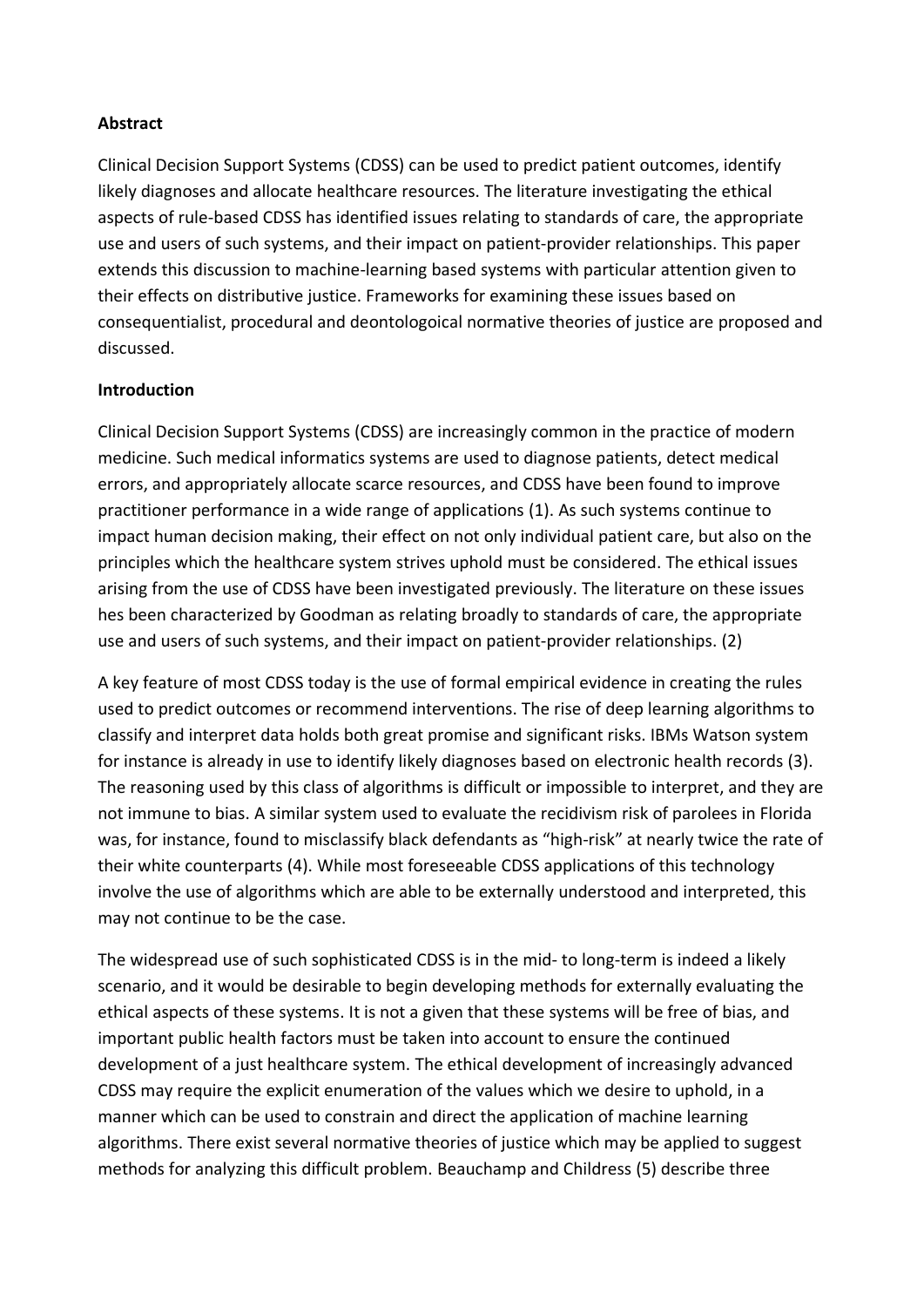## Abstract

Clinical Decision Support Systems (CDSS) can be used to predict patient outcomes, identify likely diagnoses and allocate healthcare resources. The literature investigating the ethical aspects of rule-based CDSS has identified issues relating to standards of care, the appropriate use and users of such systems, and their impact on patient-provider relationships. This paper extends this discussion to machine-learning based systems with particular attention given to their effects on distributive justice. Frameworks for examining these issues based on consequentialist, procedural and deontologoical normative theories of justice are proposed and discussed.

## Introduction

Clinical Decision Support Systems (CDSS) are increasingly common in the practice of modern medicine. Such medical informatics systems are used to diagnose patients, detect medical errors, and appropriately allocate scarce resources, and CDSS have been found to improve practitioner performance in a wide range of applications (1). As such systems continue to impact human decision making, their effect on not only individual patient care, but also on the principles which the healthcare system strives uphold must be considered. The ethical issues arising from the use of CDSS have been investigated previously. The literature on these issues hes been characterized by Goodman as relating broadly to standards of care, the appropriate use and users of such systems, and their impact on patient-provider relationships. (2)

A key feature of most CDSS today is the use of formal empirical evidence in creating the rules used to predict outcomes or recommend interventions. The rise of deep learning algorithms to classify and interpret data holds both great promise and significant risks. IBMs Watson system for instance is already in use to identify likely diagnoses based on electronic health records (3). The reasoning used by this class of algorithms is difficult or impossible to interpret, and they are not immune to bias. A similar system used to evaluate the recidivism risk of parolees in Florida was, for instance, found to misclassify black defendants as "high-risk" at nearly twice the rate of their white counterparts (4). While most foreseeable CDSS applications of this technology involve the use of algorithms which are able to be externally understood and interpreted, this may not continue to be the case.

The widespread use of such sophisticated CDSS is in the mid- to long-term is indeed a likely scenario, and it would be desirable to begin developing methods for externally evaluating the ethical aspects of these systems. It is not a given that these systems will be free of bias, and important public health factors must be taken into account to ensure the continued development of a just healthcare system. The ethical development of increasingly advanced CDSS may require the explicit enumeration of the values which we desire to uphold, in a manner which can be used to constrain and direct the application of machine learning algorithms. There exist several normative theories of justice which may be applied to suggest methods for analyzing this difficult problem. Beauchamp and Childress (5) describe three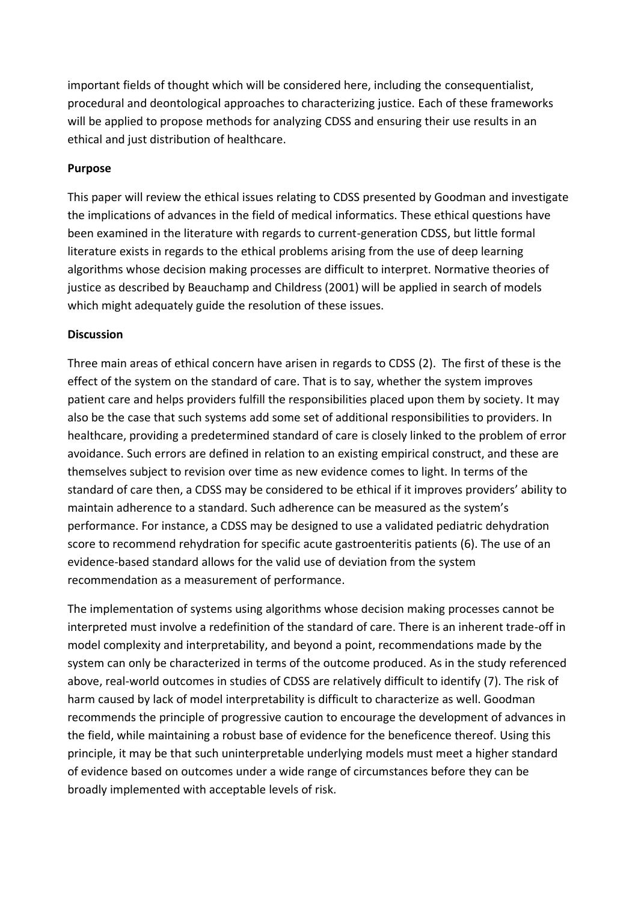important fields of thought which will be considered here, including the consequentialist, procedural and deontological approaches to characterizing justice. Each of these frameworks will be applied to propose methods for analyzing CDSS and ensuring their use results in an ethical and just distribution of healthcare.

**Purpose**

This paper will review the ethical issues relating to CDSS presented by Goodman and investigate the implications of advances in the field of medical informatics. These ethical questions have been examined in the literature with regards to current-generation CDSS, but little formal literature exists in regards to the ethical problems arising from the use of deep learning algorithms whose decision making processes are difficult to interpret. Normative theories of justice as described by Beauchamp and Childress (2001) will be applied in search of models which might adequately guide the resolution of these issues.

**Discussion**

Three main areas of ethical concern have arisen in regards to CDSS (2). The first of these is the effect of the system on the standard of care. That is to say, whether the system improves patient care and helps providers fulfill the responsibilities placed upon them by society. It may also be the case that such systems add some set of additional responsibilities to providers. In healthcare, providing a predetermined standard of care is closely linked to the problem of error avoidance. Such errors are defined in relation to an existing empirical construct, and these are themselves subject to revision over time as new evidence comes to light. In terms of the standard of care then, a CDSS may be considered to be ethical if it improves providers' ability to maintain adherence to a standard. Such adherence can be measured as the system's performance. For instance, a CDSS may be designed to use a validated pediatric dehydration score to recommend rehydration for specific acute gastroenteritis patients (6). The use of an evidence-based standard allows for the valid use of deviation from the system recommendation as a measurement of performance.

The implementation of systems using algorithms whose decision making processes cannot be interpreted must involve a redefinition of the standard of care. There is an inherent trade-off in model complexity and interpretability, and beyond a point, recommendations made by the system can only be characterized in terms of the outcome produced. As in the study referenced above, real-world outcomes in studies of CDSS are relatively difficult to identify (7). The risk of harm caused by lack of model interpretability is difficult to characterize as well. Goodman recommends the principle of progressive caution to encourage the development of advances in the field, while maintaining a robust base of evidence for the beneficence thereof. Using this principle, it may be that such uninterpretable underlying models must meet a higher standard of evidence based on outcomes under a wide range of circumstances before they can be broadly implemented with acceptable levels of risk.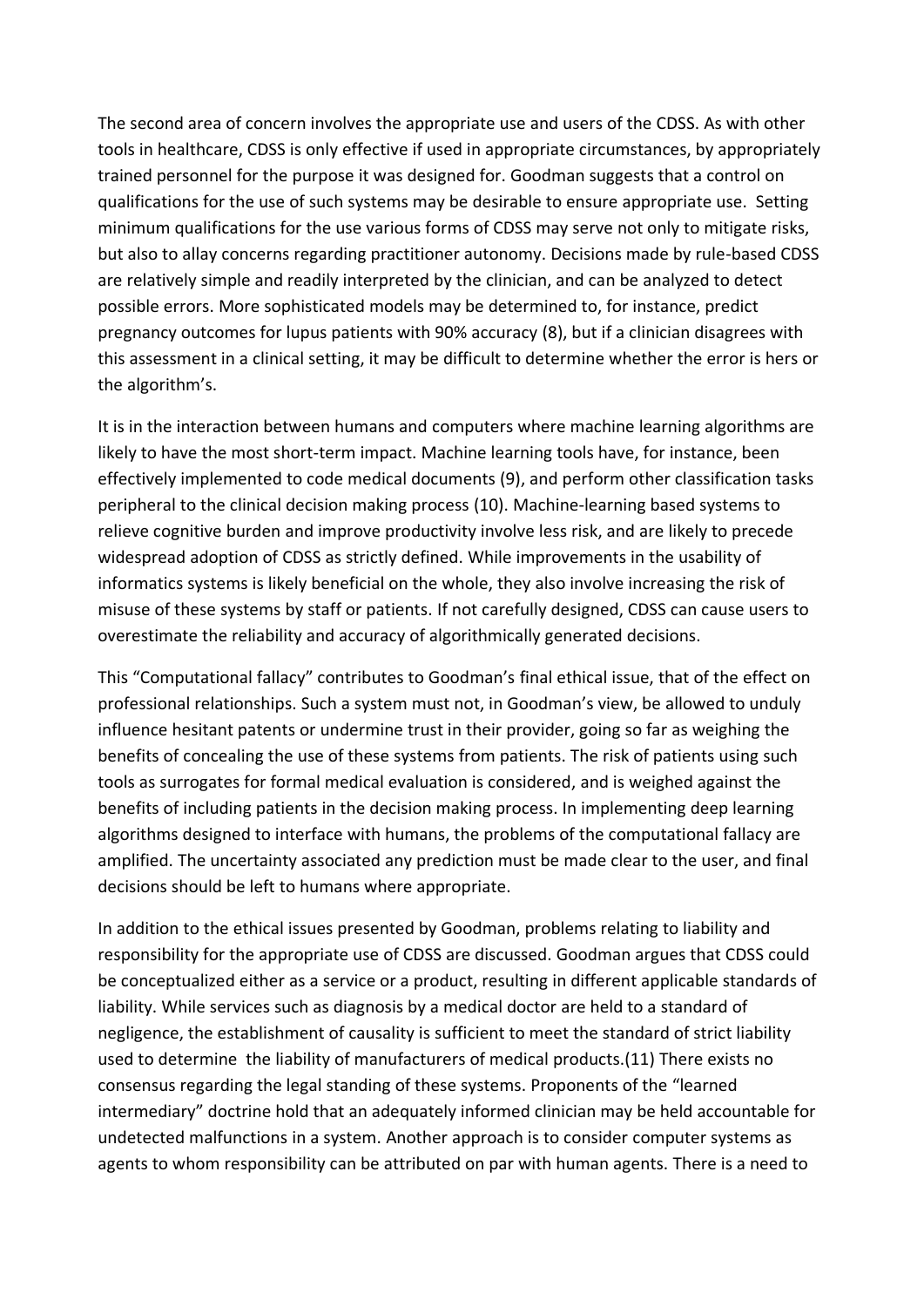The second area of concern involves the appropriate use and users of the CDSS. As with other tools in healthcare, CDSS is only effective if used in appropriate circumstances, by appropriately trained personnel for the purpose it was designed for. Goodman suggests that a control on qualifications for the use of such systems may be desirable to ensure appropriate use. Setting minimum qualifications for the use various forms of CDSS may serve not only to mitigate risks, but also to allay concerns regarding practitioner autonomy. Decisions made by rule-based CDSS are relatively simple and readily interpreted by the clinician, and can be analyzed to detect possible errors. More sophisticated models may be determined to, for instance, predict pregnancy outcomes for lupus patients with 90% accuracy (8), but if a clinician disagrees with this assessment in a clinical setting, it may be difficult to determine whether the error is hers or the algorithm's.

It is in the interaction between humans and computers where machine learning algorithms are likely to have the most short-term impact. Machine learning tools have, for instance, been effectively implemented to code medical documents (9), and perform other classification tasks peripheral to the clinical decision making process (10). Machine-learning based systems to relieve cognitive burden and improve productivity involve less risk, and are likely to precede widespread adoption of CDSS as strictly defined. While improvements in the usability of informatics systems is likely beneficial on the whole, they also involve increasing the risk of misuse of these systems by staff or patients. If not carefully designed, CDSS can cause users to overestimate the reliability and accuracy of algorithmically generated decisions.

This "Computational fallacy" contributes to Goodman's final ethical issue, that of the effect on professional relationships. Such a system must not, in Goodman's view, be allowed to unduly influence hesitant patents or undermine trust in their provider, going so far as weighing the benefits of concealing the use of these systems from patients. The risk of patients using such tools as surrogates for formal medical evaluation is considered, and is weighed against the benefits of including patients in the decision making process. In implementing deep learning algorithms designed to interface with humans, the problems of the computational fallacy are amplified. The uncertainty associated any prediction must be made clear to the user, and final decisions should be left to humans where appropriate.

In addition to the ethical issues presented by Goodman, problems relating to liability and responsibility for the appropriate use of CDSS are discussed. Goodman argues that CDSS could be conceptualized either as a service or a product, resulting in different applicable standards of liability. While services such as diagnosis by a medical doctor are held to a standard of negligence, the establishment of causality is sufficient to meet the standard of strict liability used to determine the liability of manufacturers of medical products.(11) There exists no consensus regarding the legal standing of these systems. Proponents of the "learned intermediary" doctrine hold that an adequately informed clinician may be held accountable for undetected malfunctions in a system. Another approach is to consider computer systems as agents to whom responsibility can be attributed on par with human agents. There is a need to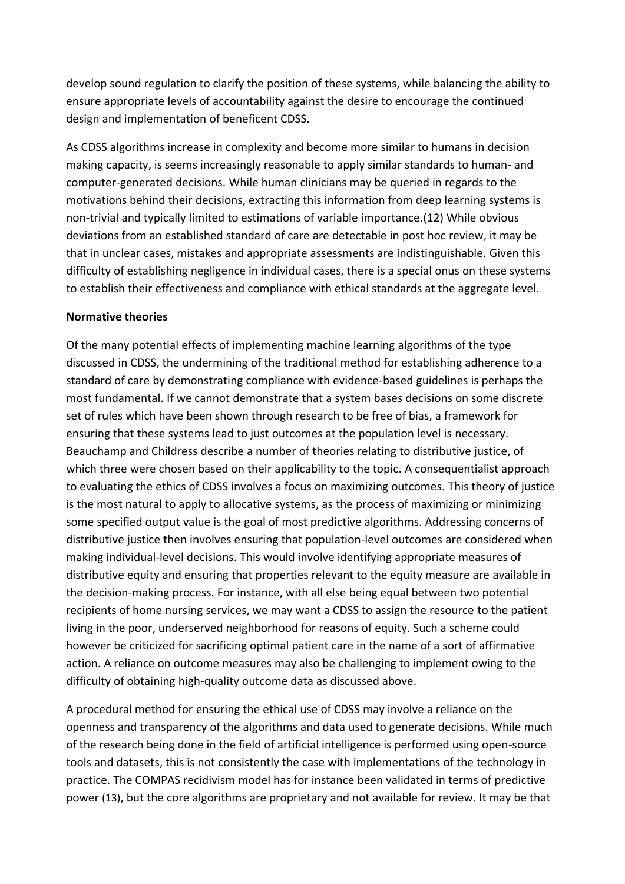develop sound regulation to clarify the position of these systems, while balancing the ability to ensure appropriate levels of accountability against the desire to encourage the continued design and implementation of beneficent CDSS.

As CDSS algorithms increase in complexity and become more similar to humans in decision making capacity, is seems increasingly reasonable to apply similar standards to human- and computer-generated decisions. While human clinicians may be queried in regards to the motivations behind their decisions, extracting this information from deep learning systems is non-trivial and typically limited to estimations of variable importance.(12) While obvious deviations from an established standard of care are detectable in post hoc review, it may be that in unclear cases, mistakes and appropriate assessments are indistinguishable. Given this difficulty of establishing negligence in individual cases, there is a special onus on these systems to establish their effectiveness and compliance with ethical standards at the aggregate level.

**Normative theories**

Of the many potential effects of implementing machine learning algorithms of the type discussed in CDSS, the undermining of the traditional method for establishing adherence to a standard of care by demonstrating compliance with evidence-based guidelines is perhaps the most fundamental. If we cannot demonstrate that a system bases decisions on some discrete set of rules which have been shown through research to be free of bias, a framework for ensuring that these systems lead to just outcomes at the population level is necessary. Beauchamp and Childress describe a number of theories relating to distributive justice, of which three were chosen based on their applicability to the topic. A consequentialist approach to evaluating the ethics of CDSS involves a focus on maximizing outcomes. This theory of justice is the most natural to apply to allocative systems, as the process of maximizing or minimizing some specified output value is the goal of most predictive algorithms. Addressing concerns of distributive justice then involves ensuring that population-level outcomes are considered when making individual-level decisions. This would involve identifying appropriate measures of distributive equity and ensuring that properties relevant to the equity measure are available in the decision-making process. For instance, with all else being equal between two potential recipients of home nursing services, we may want a CDSS to assign the resource to the patient living in the poor, underserved neighborhood for reasons of equity. Such a scheme could however be criticized for sacrificing optimal patient care in the name of a sort of affirmative action. A reliance on outcome measures may also be challenging to implement owing to the difficulty of obtaining high-quality outcome data as discussed above.

A procedural method for ensuring the ethical use of CDSS may involve a reliance on the openness and transparency of the algorithms and data used to generate decisions. While much of the research being done in the field of artificial intelligence is performed using open-source tools and datasets, this is not consistently the case with implementations of the technology in practice. The COMPAS recidivism model has for instance been validated in terms of predictive power (13), but the core algorithms are proprietary and not available for review. It may be that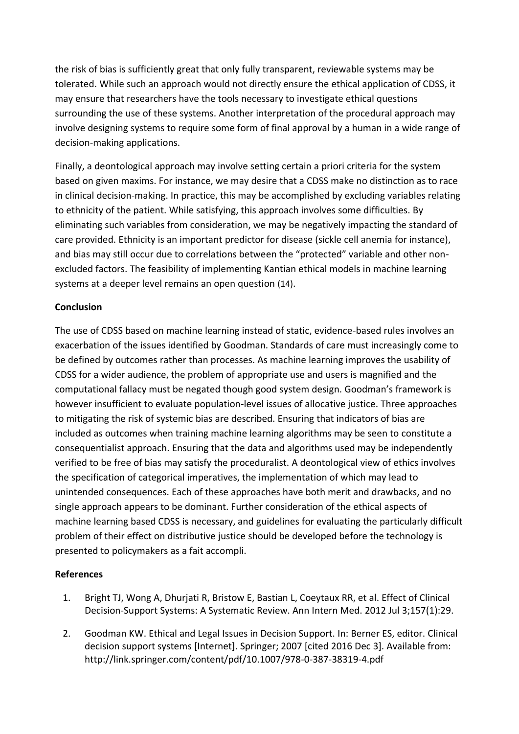the risk of bias is sufficiently great that only fully transparent, reviewable systems may be tolerated. While such an approach would not directly ensure the ethical application of CDSS, it may ensure that researchers have the tools necessary to investigate ethical questions surrounding the use of these systems. Another interpretation of the procedural approach may involve designing systems to require some form of final approval by a human in a wide range of decision-making applications.

Finally, a deontological approach may involve setting certain a priori criteria for the system based on given maxims. For instance, we may desire that a CDSS make no distinction as to race in clinical decision-making. In practice, this may be accomplished by excluding variables relating to ethnicity of the patient. While satisfying, this approach involves some difficulties. By eliminating such variables from consideration, we may be negatively impacting the standard of care provided. Ethnicity is an important predictor for disease (sickle cell anemia for instance), and bias may still occur due to correlations between the "protected" variable and other non-excluded factors. The feasibility of implementing Kantian ethical models in machine learning systems at a deeper level remains an open question (14).

**Conclusion**

The use of CDSS based on machine learning instead of static, evidence-based rules involves an exacerbation of the issues identified by Goodman. Standards of care must increasingly come to be defined by outcomes rather than processes. As machine learning improves the usability of CDSS for a wider audience, the problem of appropriate use and users is magnified and the computational fallacy must be negated though good system design. Goodman's framework is however insufficient to evaluate population-level issues of allocative justice. Three approaches to mitigating the risk of systemic bias are described. Ensuring that indicators of bias are included as outcomes when training machine learning algorithms may be seen to constitute a consequentialist approach. Ensuring that the data and algorithms used may be independently verified to be free of bias may satisfy the proceduralist. A deontological view of ethics involves the specification of categorical imperatives, the implementation of which may lead to unintended consequences. Each of these approaches have both merit and drawbacks, and no single approach appears to be dominant. Further consideration of the ethical aspects of machine learning based CDSS is necessary, and guidelines for evaluating the particularly difficult problem of their effect on distributive justice should be developed before the technology is presented to policymakers as a fait accompli.

**References**

1. Bright TJ, Wong A, Dhurjati R, Bristow E, Bastian L, Coeytaux RR, et al. Effect of Clinical Decision-Support Systems: A Systematic Review. Ann Intern Med. 2012 Jul 3;157(1):29.
2. Goodman KW. Ethical and Legal Issues in Decision Support. In: Berner ES, editor. Clinical decision support systems [Internet]. Springer; 2007 [cited 2016 Dec 3]. Available from: http://link.springer.com/content/pdf/10.1007/978-0-387-38319-4.pdf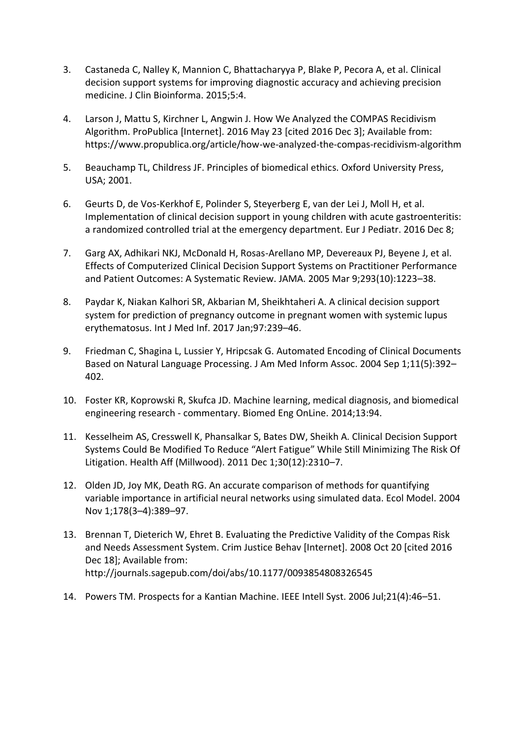3. Castaneda C, Nalley K, Mannion C, Bhattacharyya P, Blake P, Pecora A, et al. Clinical decision support systems for improving diagnostic accuracy and achieving precision medicine. J Clin Bioinforma. 2015;5:4.

4. Larson J, Mattu S, Kirchner L, Angwin J. How We Analyzed the COMPAS Recidivism Algorithm. ProPublica [Internet]. 2016 May 23 [cited 2016 Dec 3]; Available from: https://www.propublica.org/article/how-we-analyzed-the-compas-recidivism-algorithm

5. Beauchamp TL, Childress JF. Principles of biomedical ethics. Oxford University Press, USA; 2001.

6. Geurts D, de Vos-Kerkhof E, Polinder S, Steyerberg E, van der Lei J, Moll H, et al. Implementation of clinical decision support in young children with acute gastroenteritis: a randomized controlled trial at the emergency department. Eur J Pediatr. 2016 Dec 8;

7. Garg AX, Adhikari NKJ, McDonald H, Rosas-Arellano MP, Devereaux PJ, Beyene J, et al. Effects of Computerized Clinical Decision Support Systems on Practitioner Performance and Patient Outcomes: A Systematic Review. JAMA. 2005 Mar 9;293(10):1223–38.

8. Paydar K, Niakan Kalhori SR, Akbarian M, Sheikhtaheri A. A clinical decision support system for prediction of pregnancy outcome in pregnant women with systemic lupus erythematosus. Int J Med Inf. 2017 Jan;97:239–46.

9. Friedman C, Shagina L, Lussier Y, Hripcsak G. Automated Encoding of Clinical Documents Based on Natural Language Processing. J Am Med Inform Assoc. 2004 Sep 1;11(5):392–402.

10. Foster KR, Koprowski R, Skufca JD. Machine learning, medical diagnosis, and biomedical engineering research - commentary. Biomed Eng OnLine. 2014;13:94.

11. Kesselheim AS, Cresswell K, Phansalkar S, Bates DW, Sheikh A. Clinical Decision Support Systems Could Be Modified To Reduce "Alert Fatigue" While Still Minimizing The Risk Of Litigation. Health Aff (Millwood). 2011 Dec 1;30(12):2310–7.

12. Olden JD, Joy MK, Death RG. An accurate comparison of methods for quantifying variable importance in artificial neural networks using simulated data. Ecol Model. 2004 Nov 1;178(3–4):389–97.

13. Brennan T, Dieterich W, Ehret B. Evaluating the Predictive Validity of the Compas Risk and Needs Assessment System. Crim Justice Behav [Internet]. 2008 Oct 20 [cited 2016 Dec 18]; Available from: http://journals.sagepub.com/doi/abs/10.1177/0093854808326545

14. Powers TM. Prospects for a Kantian Machine. IEEE Intell Syst. 2006 Jul;21(4):46–51.